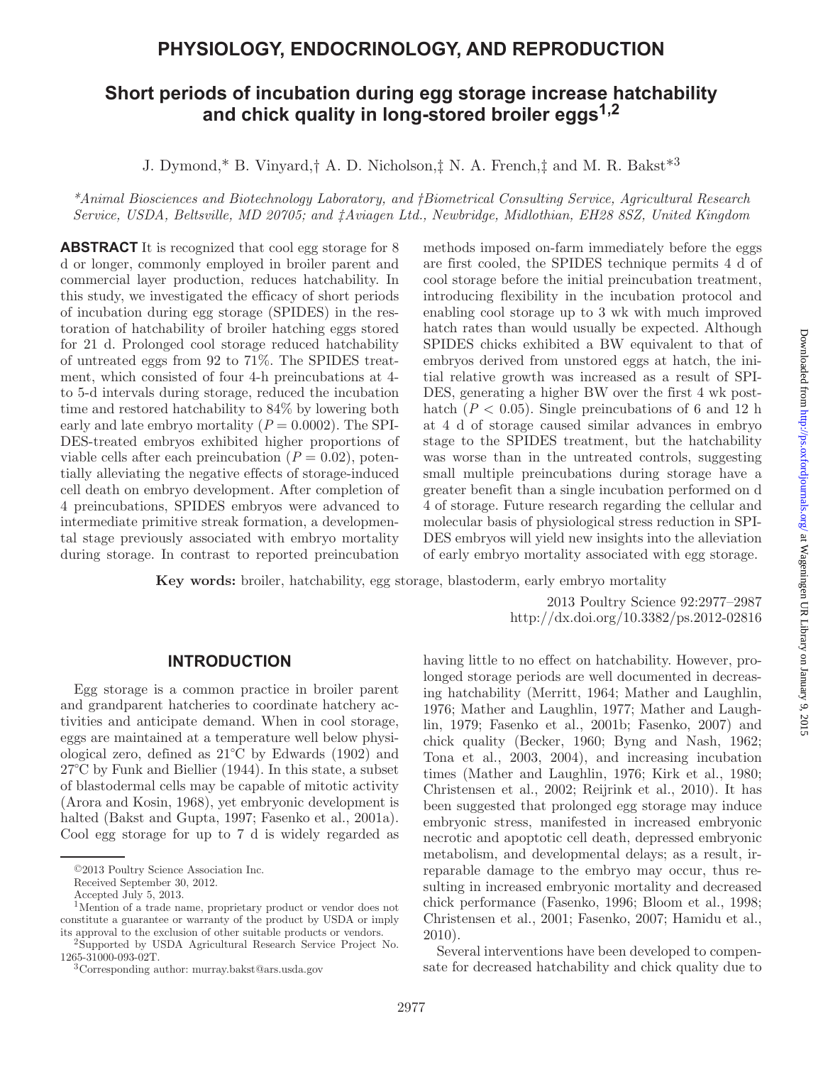# PHYSIOLOGY, ENDOCRINOLOGY, AND REPRODUCTION

## Short periods of incubation during egg storage increase hatchability and chick quality in long-stored broiler eggs[1,2]

J. Dymond,* B. Vinyard,† A. D. Nicholson,‡ N. A. French,‡ and M. R. Bakst*[3]

*\*Animal Biosciences and Biotechnology Laboratory, and †Biometrical Consulting Service, Agricultural Research Service, USDA, Beltsville, MD 20705; and ‡Aviagen Ltd., Newbridge, Midlothian, EH28 8SZ, United Kingdom*

**ABSTRACT** It is recognized that cool egg storage for 8 d or longer, commonly employed in broiler parent and commercial layer production, reduces hatchability. In this study, we investigated the efficacy of short periods of incubation during egg storage (SPIDES) in the restoration of hatchability of broiler hatching eggs stored for 21 d. Prolonged cool storage reduced hatchability of untreated eggs from 92 to 71%. The SPIDES treatment, which consisted of four 4-h preincubations at 4- to 5-d intervals during storage, reduced the incubation time and restored hatchability to 84% by lowering both early and late embryo mortality ($P = 0.0002$). The SPIDES-treated embryos exhibited higher proportions of viable cells after each preincubation ($P = 0.02$), potentially alleviating the negative effects of storage-induced cell death on embryo development. After completion of 4 preincubations, SPIDES embryos were advanced to intermediate primitive streak formation, a developmental stage previously associated with embryo mortality during storage. In contrast to reported preincubation methods imposed on-farm immediately before the eggs are first cooled, the SPIDES technique permits 4 d of cool storage before the initial preincubation treatment, introducing flexibility in the incubation protocol and enabling cool storage up to 3 wk with much improved hatch rates than would usually be expected. Although SPIDES chicks exhibited a BW equivalent to that of embryos derived from unstored eggs at hatch, the initial relative growth was increased as a result of SPIDES, generating a higher BW over the first 4 wk posthatch ($P < 0.05$). Single preincubations of 6 and 12 h at 4 d of storage caused similar advances in embryo stage to the SPIDES treatment, but the hatchability was worse than in the untreated controls, suggesting small multiple preincubations during storage have a greater benefit than a single incubation performed on d 4 of storage. Future research regarding the cellular and molecular basis of physiological stress reduction in SPIDES embryos will yield new insights into the alleviation of early embryo mortality associated with egg storage.

**Key words:** broiler, hatchability, egg storage, blastoderm, early embryo mortality

2013 Poultry Science 92:2977–2987
http://dx.doi.org/10.3382/ps.2012-02816

## INTRODUCTION

Egg storage is a common practice in broiler parent and grandparent hatcheries to coordinate hatchery activities and anticipate demand. When in cool storage, eggs are maintained at a temperature well below physiological zero, defined as 21°C by Edwards (1902) and 27°C by Funk and Biellier (1944). In this state, a subset of blastodermal cells may be capable of mitotic activity (Arora and Kosin, 1968), yet embryonic development is halted (Bakst and Gupta, 1997; Fasenko et al., 2001a). Cool egg storage for up to 7 d is widely regarded as having little to no effect on hatchability. However, prolonged storage periods are well documented in decreasing hatchability (Merritt, 1964; Mather and Laughlin, 1976; Mather and Laughlin, 1977; Mather and Laughlin, 1979; Fasenko et al., 2001b; Fasenko, 2007) and chick quality (Becker, 1960; Byng and Nash, 1962; Tona et al., 2003, 2004), and increasing incubation times (Mather and Laughlin, 1976; Kirk et al., 1980; Christensen et al., 2002; Reijrink et al., 2010). It has been suggested that prolonged egg storage may induce embryonic stress, manifested in increased embryonic necrotic and apoptotic cell death, depressed embryonic metabolism, and developmental delays; as a result, irreparable damage to the embryo may occur, thus resulting in increased embryonic mortality and decreased chick performance (Fasenko, 1996; Bloom et al., 1998; Christensen et al., 2001; Fasenko, 2007; Hamidu et al., 2010).

Several interventions have been developed to compensate for decreased hatchability and chick quality due to

---

©2013 Poultry Science Association Inc.
Received September 30, 2012.
Accepted July 5, 2013.
[1]Mention of a trade name, proprietary product or vendor does not constitute a guarantee or warranty of the product by USDA or imply its approval to the exclusion of other suitable products or vendors.
[2]Supported by USDA Agricultural Research Service Project No. 1265-31000-093-02T.
[3]Corresponding author: murray.bakst@ars.usda.gov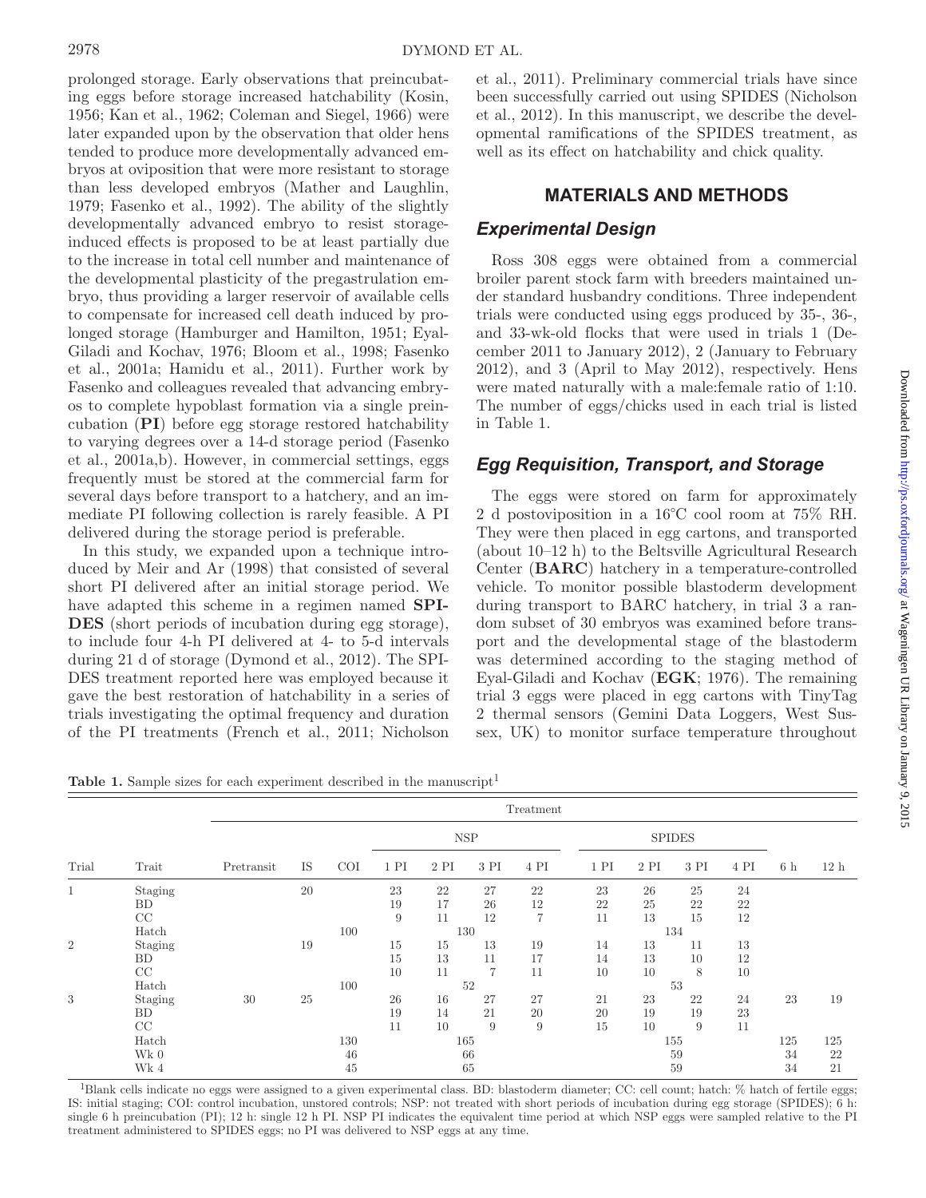prolonged storage. Early observations that preincubating eggs before storage increased hatchability (Kosin, 1956; Kan et al., 1962; Coleman and Siegel, 1966) were later expanded upon by the observation that older hens tended to produce more developmentally advanced embryos at oviposition that were more resistant to storage than less developed embryos (Mather and Laughlin, 1979; Fasenko et al., 1992). The ability of the slightly developmentally advanced embryo to resist storage-induced effects is proposed to be at least partially due to the increase in total cell number and maintenance of the developmental plasticity of the pregastrulation embryo, thus providing a larger reservoir of available cells to compensate for increased cell death induced by prolonged storage (Hamburger and Hamilton, 1951; Eyal-Giladi and Kochav, 1976; Bloom et al., 1998; Fasenko et al., 2001a; Hamidu et al., 2011). Further work by Fasenko and colleagues revealed that advancing embryos to complete hypoblast formation via a single preincubation (**PI**) before egg storage restored hatchability to varying degrees over a 14-d storage period (Fasenko et al., 2001a,b). However, in commercial settings, eggs frequently must be stored at the commercial farm for several days before transport to a hatchery, and an immediate PI following collection is rarely feasible. A PI delivered during the storage period is preferable.

In this study, we expanded upon a technique introduced by Meir and Ar (1998) that consisted of several short PI delivered after an initial storage period. We have adapted this scheme in a regimen named **SPIDES** (short periods of incubation during egg storage), to include four 4-h PI delivered at 4- to 5-d intervals during 21 d of storage (Dymond et al., 2012). The SPIDES treatment reported here was employed because it gave the best restoration of hatchability in a series of trials investigating the optimal frequency and duration of the PI treatments (French et al., 2011; Nicholson et al., 2011). Preliminary commercial trials have since been successfully carried out using SPIDES (Nicholson et al., 2012). In this manuscript, we describe the developmental ramifications of the SPIDES treatment, as well as its effect on hatchability and chick quality.

## MATERIALS AND METHODS

### Experimental Design

Ross 308 eggs were obtained from a commercial broiler parent stock farm with breeders maintained under standard husbandry conditions. Three independent trials were conducted using eggs produced by 35-, 36-, and 33-wk-old flocks that were used in trials 1 (December 2011 to January 2012), 2 (January to February 2012), and 3 (April to May 2012), respectively. Hens were mated naturally with a male:female ratio of 1:10. The number of eggs/chicks used in each trial is listed in Table 1.

### Egg Requisition, Transport, and Storage

The eggs were stored on farm for approximately 2 d postoviposition in a 16°C cool room at 75% RH. They were then placed in egg cartons, and transported (about 10–12 h) to the Beltsville Agricultural Research Center (**BARC**) hatchery in a temperature-controlled vehicle. To monitor possible blastoderm development during transport to BARC hatchery, in trial 3 a random subset of 30 embryos was examined before transport and the developmental stage of the blastoderm was determined according to the staging method of Eyal-Giladi and Kochav (**EGK**; 1976). The remaining trial 3 eggs were placed in egg cartons with TinyTag 2 thermal sensors (Gemini Data Loggers, West Sussex, UK) to monitor surface temperature throughout

**Table 1.** Sample sizes for each experiment described in the manuscript[1]

| | | Treatment | | | | | | | | | | | | |
|---|---|---|---|---|---|---|---|---|---|---|---|---|---|---|
| | | | | | NSP | | | | SPIDES | | | | | |
| Trial | Trait | Pretransit | IS | COI | 1 PI | 2 PI | 3 PI | 4 PI | 1 PI | 2 PI | 3 PI | 4 PI | 6 h | 12 h |
| 1 | Staging | | 20 | | 23 | 22 | 27 | 22 | 23 | 26 | 25 | 24 | | |
| | BD | | | | 19 | 17 | 26 | 12 | 22 | 25 | 22 | 22 | | |
| | CC | | | | 9 | 11 | 12 | 7 | 11 | 13 | 15 | 12 | | |
| | Hatch | | | 100 | 130 | | | | 134 | | | | | |
| 2 | Staging | | 19 | | 15 | 15 | 13 | 19 | 14 | 13 | 11 | 13 | | |
| | BD | | | | 15 | 13 | 11 | 17 | 14 | 13 | 10 | 12 | | |
| | CC | | | | 10 | 11 | 7 | 11 | 10 | 10 | 8 | 10 | | |
| | Hatch | | | 100 | 52 | | | | 53 | | | | | |
| 3 | Staging | 30 | 25 | | 26 | 16 | 27 | 27 | 21 | 23 | 22 | 24 | 23 | 19 |
| | BD | | | | 19 | 14 | 21 | 20 | 20 | 19 | 19 | 23 | | |
| | CC | | | | 11 | 10 | 9 | 9 | 15 | 10 | 9 | 11 | | |
| | Hatch | | | 130 | 165 | | | | 155 | | | | 125 | 125 |
| | Wk 0 | | | 46 | 66 | | | | 59 | | | | 34 | 22 |
| | Wk 4 | | | 45 | 65 | | | | 59 | | | | 34 | 21 |

[1]Blank cells indicate no eggs were assigned to a given experimental class. BD: blastoderm diameter; CC: cell count; hatch: % hatch of fertile eggs; IS: initial staging; COI: control incubation, unstored controls; NSP: not treated with short periods of incubation during egg storage (SPIDES); 6 h: single 6 h preincubation (PI); 12 h: single 12 h PI. NSP PI indicates the equivalent time period at which NSP eggs were sampled relative to the PI treatment administered to SPIDES eggs; no PI was delivered to NSP eggs at any time.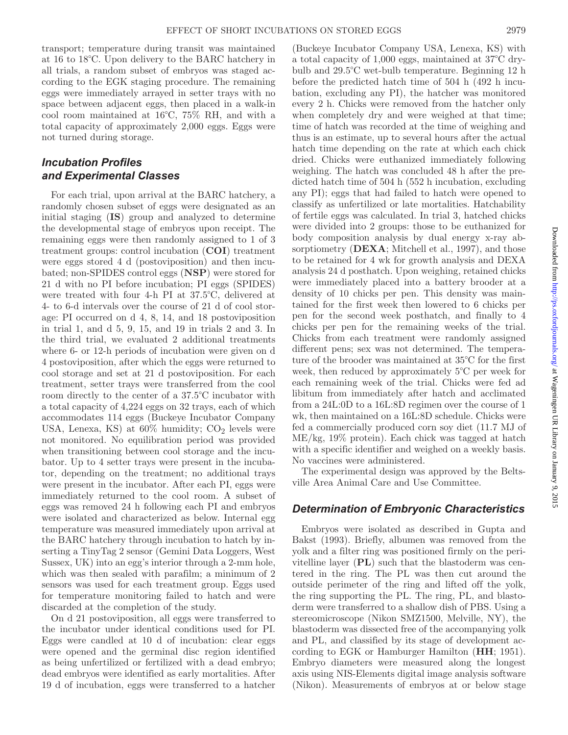transport; temperature during transit was maintained at 16 to 18°C. Upon delivery to the BARC hatchery in all trials, a random subset of embryos was staged according to the EGK staging procedure. The remaining eggs were immediately arrayed in setter trays with no space between adjacent eggs, then placed in a walk-in cool room maintained at 16°C, 75% RH, and with a total capacity of approximately 2,000 eggs. Eggs were not turned during storage.

## *Incubation Profiles and Experimental Classes*

For each trial, upon arrival at the BARC hatchery, a randomly chosen subset of eggs were designated as an initial staging (**IS**) group and analyzed to determine the developmental stage of embryos upon receipt. The remaining eggs were then randomly assigned to 1 of 3 treatment groups: control incubation (**COI**) treatment were eggs stored 4 d (postoviposition) and then incubated; non-SPIDES control eggs (**NSP**) were stored for 21 d with no PI before incubation; PI eggs (SPIDES) were treated with four 4-h PI at 37.5°C, delivered at 4- to 6-d intervals over the course of 21 d of cool storage: PI occurred on d 4, 8, 14, and 18 postoviposition in trial 1, and d 5, 9, 15, and 19 in trials 2 and 3. In the third trial, we evaluated 2 additional treatments where 6- or 12-h periods of incubation were given on d 4 postoviposition, after which the eggs were returned to cool storage and set at 21 d postoviposition. For each treatment, setter trays were transferred from the cool room directly to the center of a 37.5°C incubator with a total capacity of 4,224 eggs on 32 trays, each of which accommodates 114 eggs (Buckeye Incubator Company USA, Lenexa, KS) at 60% humidity; $CO_2$ levels were not monitored. No equilibration period was provided when transitioning between cool storage and the incubator. Up to 4 setter trays were present in the incubator, depending on the treatment; no additional trays were present in the incubator. After each PI, eggs were immediately returned to the cool room. A subset of eggs was removed 24 h following each PI and embryos were isolated and characterized as below. Internal egg temperature was measured immediately upon arrival at the BARC hatchery through incubation to hatch by inserting a TinyTag 2 sensor (Gemini Data Loggers, West Sussex, UK) into an egg's interior through a 2-mm hole, which was then sealed with parafilm; a minimum of 2 sensors was used for each treatment group. Eggs used for temperature monitoring failed to hatch and were discarded at the completion of the study.

On d 21 postoviposition, all eggs were transferred to the incubator under identical conditions used for PI. Eggs were candled at 10 d of incubation: clear eggs were opened and the germinal disc region identified as being unfertilized or fertilized with a dead embryo; dead embryos were identified as early mortalities. After 19 d of incubation, eggs were transferred to a hatcher (Buckeye Incubator Company USA, Lenexa, KS) with a total capacity of 1,000 eggs, maintained at 37°C dry-bulb and 29.5°C wet-bulb temperature. Beginning 12 h before the predicted hatch time of 504 h (492 h incubation, excluding any PI), the hatcher was monitored every 2 h. Chicks were removed from the hatcher only when completely dry and were weighed at that time; time of hatch was recorded at the time of weighing and thus is an estimate, up to several hours after the actual hatch time depending on the rate at which each chick dried. Chicks were euthanized immediately following weighing. The hatch was concluded 48 h after the predicted hatch time of 504 h (552 h incubation, excluding any PI); eggs that had failed to hatch were opened to classify as unfertilized or late mortalities. Hatchability of fertile eggs was calculated. In trial 3, hatched chicks were divided into 2 groups: those to be euthanized for body composition analysis by dual energy x-ray absorptiometry (**DEXA**; Mitchell et al., 1997), and those to be retained for 4 wk for growth analysis and DEXA analysis 24 d posthatch. Upon weighing, retained chicks were immediately placed into a battery brooder at a density of 10 chicks per pen. This density was maintained for the first week then lowered to 6 chicks per pen for the second week posthatch, and finally to 4 chicks per pen for the remaining weeks of the trial. Chicks from each treatment were randomly assigned different pens; sex was not determined. The temperature of the brooder was maintained at 35°C for the first week, then reduced by approximately 5°C per week for each remaining week of the trial. Chicks were fed ad libitum from immediately after hatch and acclimated from a 24L:0D to a 16L:8D regimen over the course of 1 wk, then maintained on a 16L:8D schedule. Chicks were fed a commercially produced corn soy diet (11.7 MJ of ME/kg, 19% protein). Each chick was tagged at hatch with a specific identifier and weighed on a weekly basis. No vaccines were administered.

The experimental design was approved by the Beltsville Area Animal Care and Use Committee.

## *Determination of Embryonic Characteristics*

Embryos were isolated as described in Gupta and Bakst (1993). Briefly, albumen was removed from the yolk and a filter ring was positioned firmly on the perivitelline layer (**PL**) such that the blastoderm was centered in the ring. The PL was then cut around the outside perimeter of the ring and lifted off the yolk, the ring supporting the PL. The ring, PL, and blastoderm were transferred to a shallow dish of PBS. Using a stereomicroscope (Nikon SMZ1500, Melville, NY), the blastoderm was dissected free of the accompanying yolk and PL, and classified by its stage of development according to EGK or Hamburger Hamilton (**HH**; 1951). Embryo diameters were measured along the longest axis using NIS-Elements digital image analysis software (Nikon). Measurements of embryos at or below stage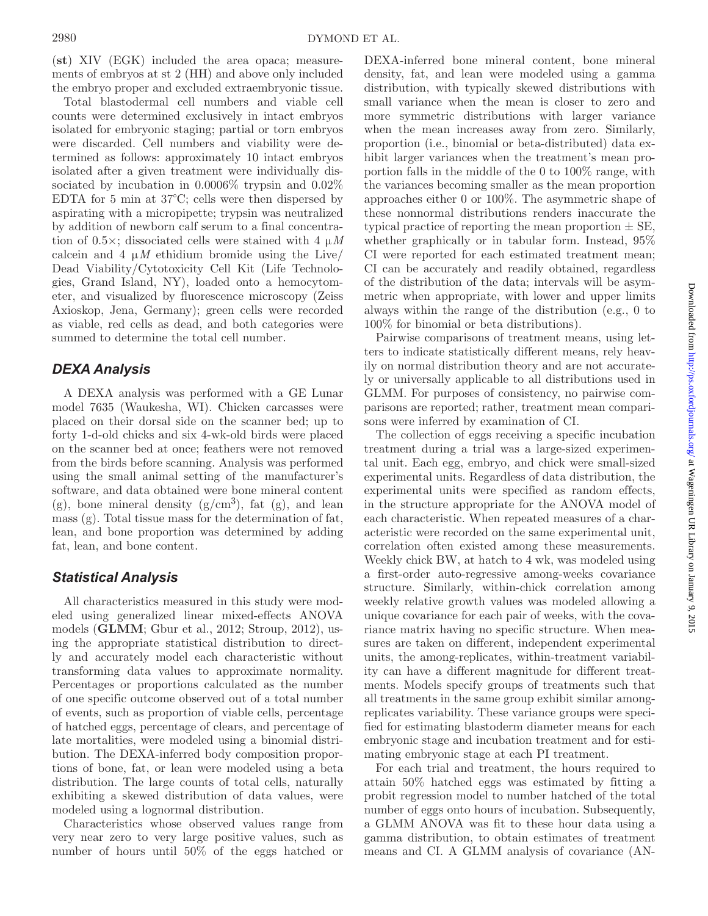(**st**) XIV (EGK) included the area opaca; measurements of embryos at st 2 (HH) and above only included the embryo proper and excluded extraembryonic tissue.

Total blastodermal cell numbers and viable cell counts were determined exclusively in intact embryos isolated for embryonic staging; partial or torn embryos were discarded. Cell numbers and viability were determined as follows: approximately 10 intact embryos isolated after a given treatment were individually dissociated by incubation in 0.0006% trypsin and 0.02% EDTA for 5 min at 37°C; cells were then dispersed by aspirating with a micropipette; trypsin was neutralized by addition of newborn calf serum to a final concentration of 0.5×; dissociated cells were stained with 4 μ*M* calcein and 4 μ*M* ethidium bromide using the Live/Dead Viability/Cytotoxicity Cell Kit (Life Technologies, Grand Island, NY), loaded onto a hemocytometer, and visualized by fluorescence microscopy (Zeiss Axioskop, Jena, Germany); green cells were recorded as viable, red cells as dead, and both categories were summed to determine the total cell number.

## DEXA Analysis

A DEXA analysis was performed with a GE Lunar model 7635 (Waukesha, WI). Chicken carcasses were placed on their dorsal side on the scanner bed; up to forty 1-d-old chicks and six 4-wk-old birds were placed on the scanner bed at once; feathers were not removed from the birds before scanning. Analysis was performed using the small animal setting of the manufacturer's software, and data obtained were bone mineral content (g), bone mineral density (g/cm$^3$), fat (g), and lean mass (g). Total tissue mass for the determination of fat, lean, and bone proportion was determined by adding fat, lean, and bone content.

## Statistical Analysis

All characteristics measured in this study were modeled using generalized linear mixed-effects ANOVA models (**GLMM**; Gbur et al., 2012; Stroup, 2012), using the appropriate statistical distribution to directly and accurately model each characteristic without transforming data values to approximate normality. Percentages or proportions calculated as the number of one specific outcome observed out of a total number of events, such as proportion of viable cells, percentage of hatched eggs, percentage of clears, and percentage of late mortalities, were modeled using a binomial distribution. The DEXA-inferred body composition proportions of bone, fat, or lean were modeled using a beta distribution. The large counts of total cells, naturally exhibiting a skewed distribution of data values, were modeled using a lognormal distribution.

Characteristics whose observed values range from very near zero to very large positive values, such as number of hours until 50% of the eggs hatched or DEXA-inferred bone mineral content, bone mineral density, fat, and lean were modeled using a gamma distribution, with typically skewed distributions with small variance when the mean is closer to zero and more symmetric distributions with larger variance when the mean increases away from zero. Similarly, proportion (i.e., binomial or beta-distributed) data exhibit larger variances when the treatment's mean proportion falls in the middle of the 0 to 100% range, with the variances becoming smaller as the mean proportion approaches either 0 or 100%. The asymmetric shape of these nonnormal distributions renders inaccurate the typical practice of reporting the mean proportion ± SE, whether graphically or in tabular form. Instead, 95% CI were reported for each estimated treatment mean; CI can be accurately and readily obtained, regardless of the distribution of the data; intervals will be asymmetric when appropriate, with lower and upper limits always within the range of the distribution (e.g., 0 to 100% for binomial or beta distributions).

Pairwise comparisons of treatment means, using letters to indicate statistically different means, rely heavily on normal distribution theory and are not accurately or universally applicable to all distributions used in GLMM. For purposes of consistency, no pairwise comparisons are reported; rather, treatment mean comparisons were inferred by examination of CI.

The collection of eggs receiving a specific incubation treatment during a trial was a large-sized experimental unit. Each egg, embryo, and chick were small-sized experimental units. Regardless of data distribution, the experimental units were specified as random effects, in the structure appropriate for the ANOVA model of each characteristic. When repeated measures of a characteristic were recorded on the same experimental unit, correlation often existed among these measurements. Weekly chick BW, at hatch to 4 wk, was modeled using a first-order auto-regressive among-weeks covariance structure. Similarly, within-chick correlation among weekly relative growth values was modeled allowing a unique covariance for each pair of weeks, with the covariance matrix having no specific structure. When measures are taken on different, independent experimental units, the among-replicates, within-treatment variability can have a different magnitude for different treatments. Models specify groups of treatments such that all treatments in the same group exhibit similar among-replicates variability. These variance groups were specified for estimating blastoderm diameter means for each embryonic stage and incubation treatment and for estimating embryonic stage at each PI treatment.

For each trial and treatment, the hours required to attain 50% hatched eggs was estimated by fitting a probit regression model to number hatched of the total number of eggs onto hours of incubation. Subsequently, a GLMM ANOVA was fit to these hour data using a gamma distribution, to obtain estimates of treatment means and CI. A GLMM analysis of covariance (AN-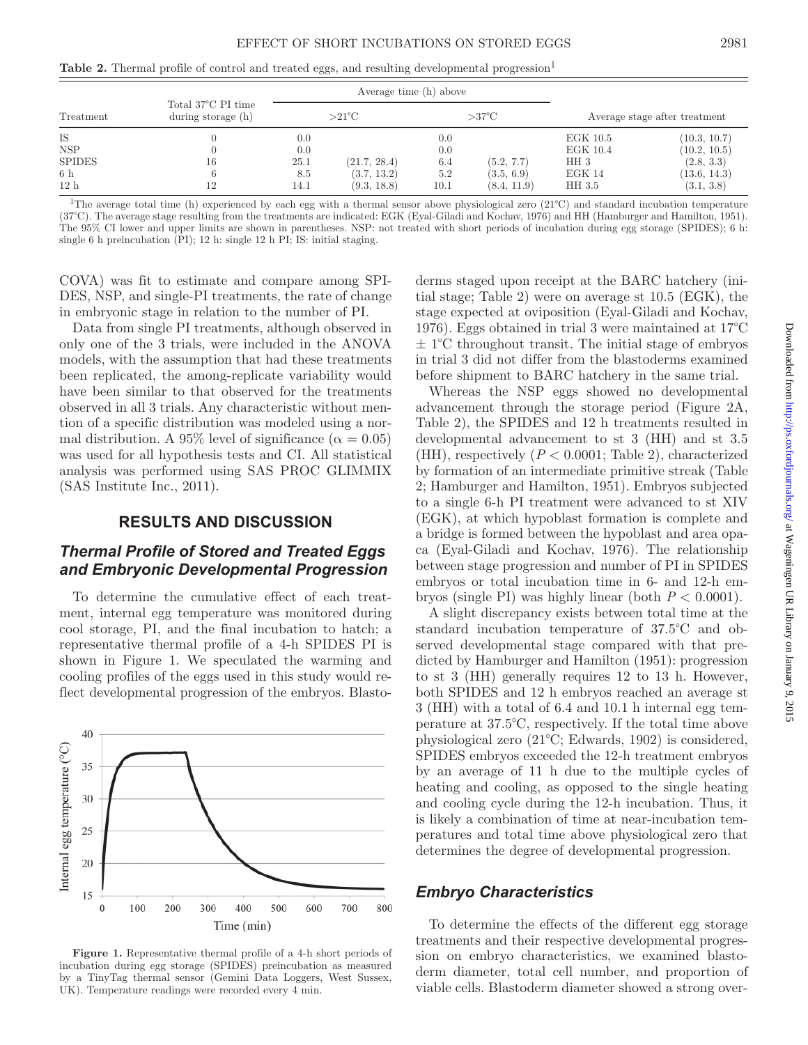**Table 2.** Thermal profile of control and treated eggs, and resulting developmental progression[1]

| Treatment | Total 37°C PI time during storage (h) | Average time (h) above | | | | Average stage after treatment | |
|---|---|---|---|---|---|---|---|
| | | >21°C | | >37°C | | | |
| IS | 0 | 0.0 | | 0.0 | | EGK 10.5 | (10.3, 10.7) |
| NSP | 0 | 0.0 | | 0.0 | | EGK 10.4 | (10.2, 10.5) |
| SPIDES | 16 | 25.1 | (21.7, 28.4) | 6.4 | (5.2, 7.7) | HH 3 | (2.8, 3.3) |
| 6 h | 6 | 8.5 | (3.7, 13.2) | 5.2 | (3.5, 6.9) | EGK 14 | (13.6, 14.3) |
| 12 h | 12 | 14.1 | (9.3, 18.8) | 10.1 | (8.4, 11.9) | HH 3.5 | (3.1, 3.8) |

[1]The average total time (h) experienced by each egg with a thermal sensor above physiological zero (21°C) and standard incubation temperature (37°C). The average stage resulting from the treatments are indicated: EGK (Eyal-Giladi and Kochav, 1976) and HH (Hamburger and Hamilton, 1951). The 95% CI lower and upper limits are shown in parentheses. NSP: not treated with short periods of incubation during egg storage (SPIDES); 6 h: single 6 h preincubation (PI); 12 h: single 12 h PI; IS: initial staging.

COVA) was fit to estimate and compare among SPIDES, NSP, and single-PI treatments, the rate of change in embryonic stage in relation to the number of PI.

Data from single PI treatments, although observed in only one of the 3 trials, were included in the ANOVA models, with the assumption that had these treatments been replicated, the among-replicate variability would have been similar to that observed for the treatments observed in all 3 trials. Any characteristic without mention of a specific distribution was modeled using a normal distribution. A 95% level of significance ($\alpha = 0.05$) was used for all hypothesis tests and CI. All statistical analysis was performed using SAS PROC GLIMMIX (SAS Institute Inc., 2011).

## RESULTS AND DISCUSSION

### *Thermal Profile of Stored and Treated Eggs and Embryonic Developmental Progression*

To determine the cumulative effect of each treatment, internal egg temperature was monitored during cool storage, PI, and the final incubation to hatch; a representative thermal profile of a 4-h SPIDES PI is shown in Figure 1. We speculated the warming and cooling profiles of the eggs used in this study would reflect developmental progression of the embryos. Blastoderms staged upon receipt at the BARC hatchery (initial stage; Table 2) were on average st 10.5 (EGK), the stage expected at oviposition (Eyal-Giladi and Kochav, 1976). Eggs obtained in trial 3 were maintained at 17°C ± 1°C throughout transit. The initial stage of embryos in trial 3 did not differ from the blastoderms examined before shipment to BARC hatchery in the same trial.

**Figure 1.** Representative thermal profile of a 4-h short periods of incubation during egg storage (SPIDES) preincubation as measured by a TinyTag thermal sensor (Gemini Data Loggers, West Sussex, UK). Temperature readings were recorded every 4 min.

Whereas the NSP eggs showed no developmental advancement through the storage period (Figure 2A, Table 2), the SPIDES and 12 h treatments resulted in developmental advancement to st 3 (HH) and st 3.5 (HH), respectively ($P < 0.0001$; Table 2), characterized by formation of an intermediate primitive streak (Table 2; Hamburger and Hamilton, 1951). Embryos subjected to a single 6-h PI treatment were advanced to st XIV (EGK), at which hypoblast formation is complete and a bridge is formed between the hypoblast and area opaca (Eyal-Giladi and Kochav, 1976). The relationship between stage progression and number of PI in SPIDES embryos or total incubation time in 6- and 12-h embryos (single PI) was highly linear (both $P < 0.0001$).

A slight discrepancy exists between total time at the standard incubation temperature of 37.5°C and observed developmental stage compared with that predicted by Hamburger and Hamilton (1951): progression to st 3 (HH) generally requires 12 to 13 h. However, both SPIDES and 12 h embryos reached an average st 3 (HH) with a total of 6.4 and 10.1 h internal egg temperature at 37.5°C, respectively. If the total time above physiological zero (21°C; Edwards, 1902) is considered, SPIDES embryos exceeded the 12-h treatment embryos by an average of 11 h due to the multiple cycles of heating and cooling, as opposed to the single heating and cooling cycle during the 12-h incubation. Thus, it is likely a combination of time at near-incubation temperatures and total time above physiological zero that determines the degree of developmental progression.

### *Embryo Characteristics*

To determine the effects of the different egg storage treatments and their respective developmental progression on embryo characteristics, we examined blastoderm diameter, total cell number, and proportion of viable cells. Blastoderm diameter showed a strong over-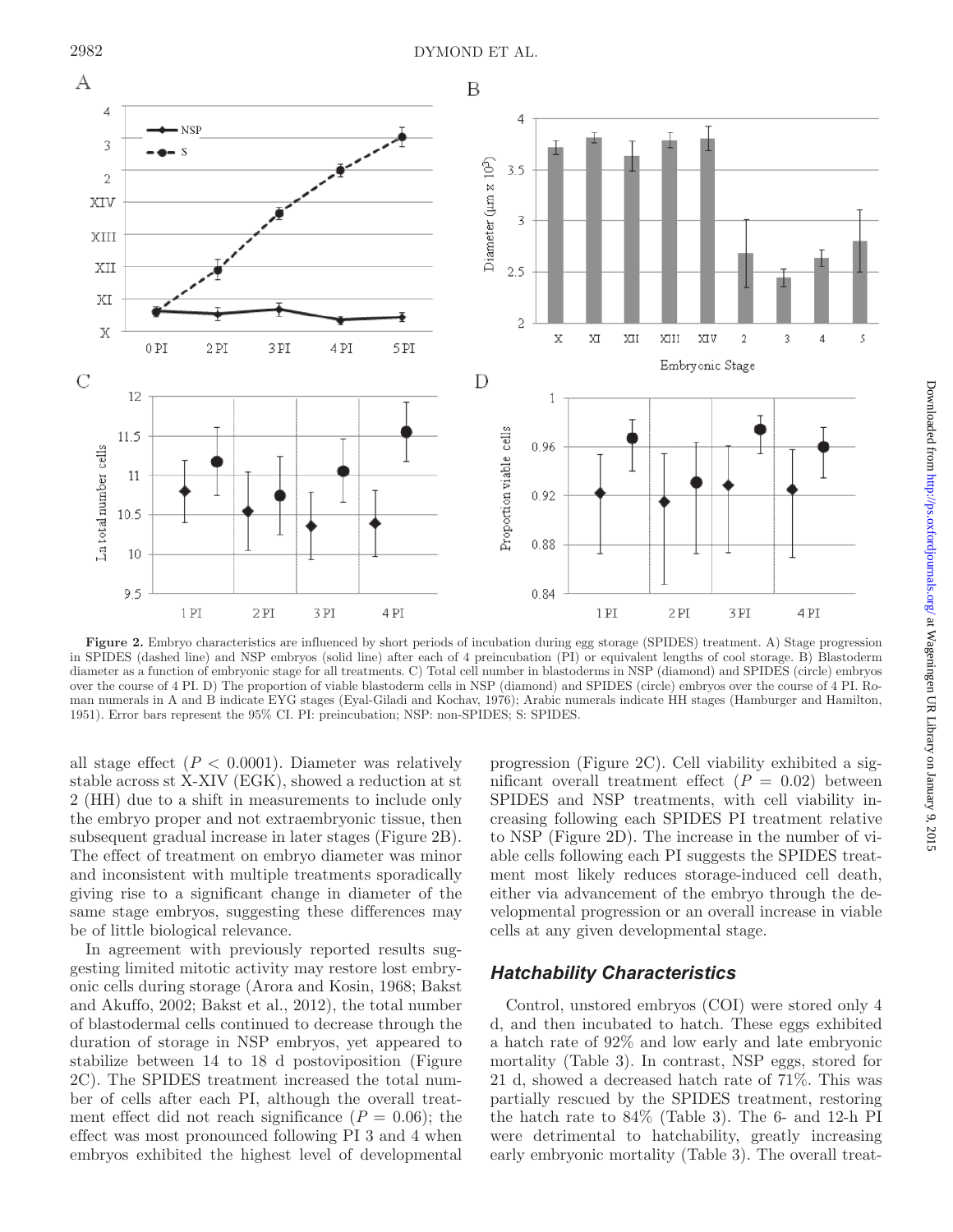**Figure 2.** Embryo characteristics are influenced by short periods of incubation during egg storage (SPIDES) treatment. A) Stage progression in SPIDES (dashed line) and NSP embryos (solid line) after each of 4 preincubation (PI) or equivalent lengths of cool storage. B) Blastoderm diameter as a function of embryonic stage for all treatments. C) Total cell number in blastoderms in NSP (diamond) and SPIDES (circle) embryos over the course of 4 PI. D) The proportion of viable blastoderm cells in NSP (diamond) and SPIDES (circle) embryos over the course of 4 PI. Roman numerals in A and B indicate EYG stages (Eyal-Giladi and Kochav, 1976); Arabic numerals indicate HH stages (Hamburger and Hamilton, 1951). Error bars represent the 95% CI. PI: preincubation; NSP: non-SPIDES; S: SPIDES.

all stage effect ($P < 0.0001$). Diameter was relatively stable across st X-XIV (EGK), showed a reduction at st 2 (HH) due to a shift in measurements to include only the embryo proper and not extraembryonic tissue, then subsequent gradual increase in later stages (Figure 2B). The effect of treatment on embryo diameter was minor and inconsistent with multiple treatments sporadically giving rise to a significant change in diameter of the same stage embryos, suggesting these differences may be of little biological relevance.

In agreement with previously reported results suggesting limited mitotic activity may restore lost embryonic cells during storage (Arora and Kosin, 1968; Bakst and Akuffo, 2002; Bakst et al., 2012), the total number of blastodermal cells continued to decrease through the duration of storage in NSP embryos, yet appeared to stabilize between 14 to 18 d postoviposition (Figure 2C). The SPIDES treatment increased the total number of cells after each PI, although the overall treatment effect did not reach significance ($P = 0.06$); the effect was most pronounced following PI 3 and 4 when embryos exhibited the highest level of developmental progression (Figure 2C). Cell viability exhibited a significant overall treatment effect ($P = 0.02$) between SPIDES and NSP treatments, with cell viability increasing following each SPIDES PI treatment relative to NSP (Figure 2D). The increase in the number of viable cells following each PI suggests the SPIDES treatment most likely reduces storage-induced cell death, either via advancement of the embryo through the developmental progression or an overall increase in viable cells at any given developmental stage.

### *Hatchability Characteristics*

Control, unstored embryos (COI) were stored only 4 d, and then incubated to hatch. These eggs exhibited a hatch rate of 92% and low early and late embryonic mortality (Table 3). In contrast, NSP eggs, stored for 21 d, showed a decreased hatch rate of 71%. This was partially rescued by the SPIDES treatment, restoring the hatch rate to 84% (Table 3). The 6- and 12-h PI were detrimental to hatchability, greatly increasing early embryonic mortality (Table 3). The overall treat-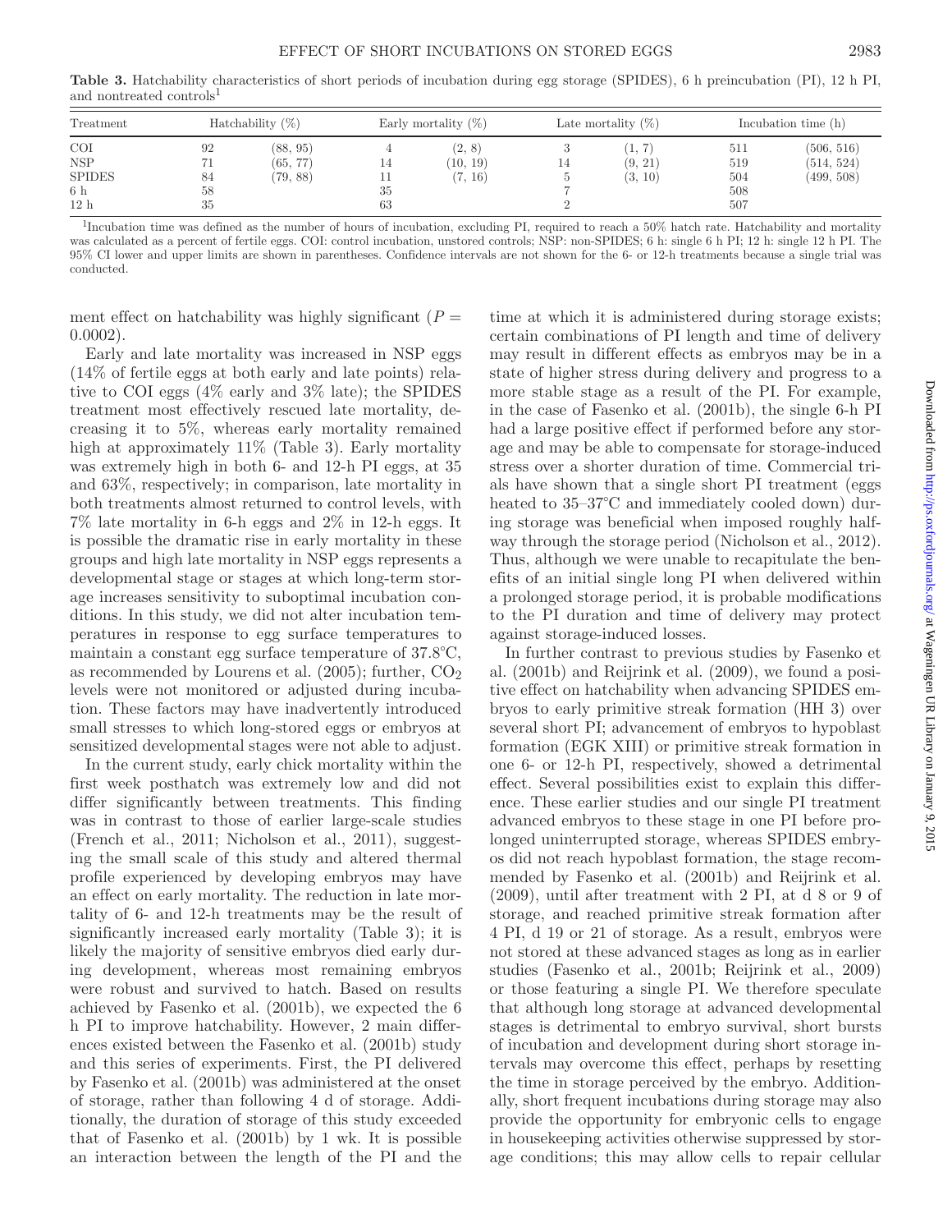**Table 3.** Hatchability characteristics of short periods of incubation during egg storage (SPIDES), 6 h preincubation (PI), 12 h PI, and nontreated controls[1]

| Treatment | Hatchability (%) | | Early mortality (%) | | Late mortality (%) | | Incubation time (h) | |
|---|---|---|---|---|---|---|---|---|
| COI | 92 | (88, 95) | 4 | (2, 8) | 3 | (1, 7) | 511 | (506, 516) |
| NSP | 71 | (65, 77) | 14 | (10, 19) | 14 | (9, 21) | 519 | (514, 524) |
| SPIDES | 84 | (79, 88) | 11 | (7, 16) | 5 | (3, 10) | 504 | (499, 508) |
| 6 h | 58 | | 35 | | 7 | | 508 | |
| 12 h | 35 | | 63 | | 2 | | 507 | |

[1]Incubation time was defined as the number of hours of incubation, excluding PI, required to reach a 50% hatch rate. Hatchability and mortality was calculated as a percent of fertile eggs. COI: control incubation, unstored controls; NSP: non-SPIDES; 6 h: single 6 h PI; 12 h: single 12 h PI. The 95% CI lower and upper limits are shown in parentheses. Confidence intervals are not shown for the 6- or 12-h treatments because a single trial was conducted.

ment effect on hatchability was highly significant ($P = 0.0002$).

Early and late mortality was increased in NSP eggs (14% of fertile eggs at both early and late points) relative to COI eggs (4% early and 3% late); the SPIDES treatment most effectively rescued late mortality, decreasing it to 5%, whereas early mortality remained high at approximately 11% (Table 3). Early mortality was extremely high in both 6- and 12-h PI eggs, at 35 and 63%, respectively; in comparison, late mortality in both treatments almost returned to control levels, with 7% late mortality in 6-h eggs and 2% in 12-h eggs. It is possible the dramatic rise in early mortality in these groups and high late mortality in NSP eggs represents a developmental stage or stages at which long-term storage increases sensitivity to suboptimal incubation conditions. In this study, we did not alter incubation temperatures in response to egg surface temperatures to maintain a constant egg surface temperature of 37.8°C, as recommended by Lourens et al. (2005); further, $CO_2$ levels were not monitored or adjusted during incubation. These factors may have inadvertently introduced small stresses to which long-stored eggs or embryos at sensitized developmental stages were not able to adjust.

In the current study, early chick mortality within the first week posthatch was extremely low and did not differ significantly between treatments. This finding was in contrast to those of earlier large-scale studies (French et al., 2011; Nicholson et al., 2011), suggesting the small scale of this study and altered thermal profile experienced by developing embryos may have an effect on early mortality. The reduction in late mortality of 6- and 12-h treatments may be the result of significantly increased early mortality (Table 3); it is likely the majority of sensitive embryos died early during development, whereas most remaining embryos were robust and survived to hatch. Based on results achieved by Fasenko et al. (2001b), we expected the 6 h PI to improve hatchability. However, 2 main differences existed between the Fasenko et al. (2001b) study and this series of experiments. First, the PI delivered by Fasenko et al. (2001b) was administered at the onset of storage, rather than following 4 d of storage. Additionally, the duration of storage of this study exceeded that of Fasenko et al. (2001b) by 1 wk. It is possible an interaction between the length of the PI and the time at which it is administered during storage exists; certain combinations of PI length and time of delivery may result in different effects as embryos may be in a state of higher stress during delivery and progress to a more stable stage as a result of the PI. For example, in the case of Fasenko et al. (2001b), the single 6-h PI had a large positive effect if performed before any storage and may be able to compensate for storage-induced stress over a shorter duration of time. Commercial trials have shown that a single short PI treatment (eggs heated to 35–37°C and immediately cooled down) during storage was beneficial when imposed roughly halfway through the storage period (Nicholson et al., 2012). Thus, although we were unable to recapitulate the benefits of an initial single long PI when delivered within a prolonged storage period, it is probable modifications to the PI duration and time of delivery may protect against storage-induced losses.

In further contrast to previous studies by Fasenko et al. (2001b) and Reijrink et al. (2009), we found a positive effect on hatchability when advancing SPIDES embryos to early primitive streak formation (HH 3) over several short PI; advancement of embryos to hypoblast formation (EGK XIII) or primitive streak formation in one 6- or 12-h PI, respectively, showed a detrimental effect. Several possibilities exist to explain this difference. These earlier studies and our single PI treatment advanced embryos to these stage in one PI before prolonged uninterrupted storage, whereas SPIDES embryos did not reach hypoblast formation, the stage recommended by Fasenko et al. (2001b) and Reijrink et al. (2009), until after treatment with 2 PI, at d 8 or 9 of storage, and reached primitive streak formation after 4 PI, d 19 or 21 of storage. As a result, embryos were not stored at these advanced stages as long as in earlier studies (Fasenko et al., 2001b; Reijrink et al., 2009) or those featuring a single PI. We therefore speculate that although long storage at advanced developmental stages is detrimental to embryo survival, short bursts of incubation and development during short storage intervals may overcome this effect, perhaps by resetting the time in storage perceived by the embryo. Additionally, short frequent incubations during storage may also provide the opportunity for embryonic cells to engage in housekeeping activities otherwise suppressed by storage conditions; this may allow cells to repair cellular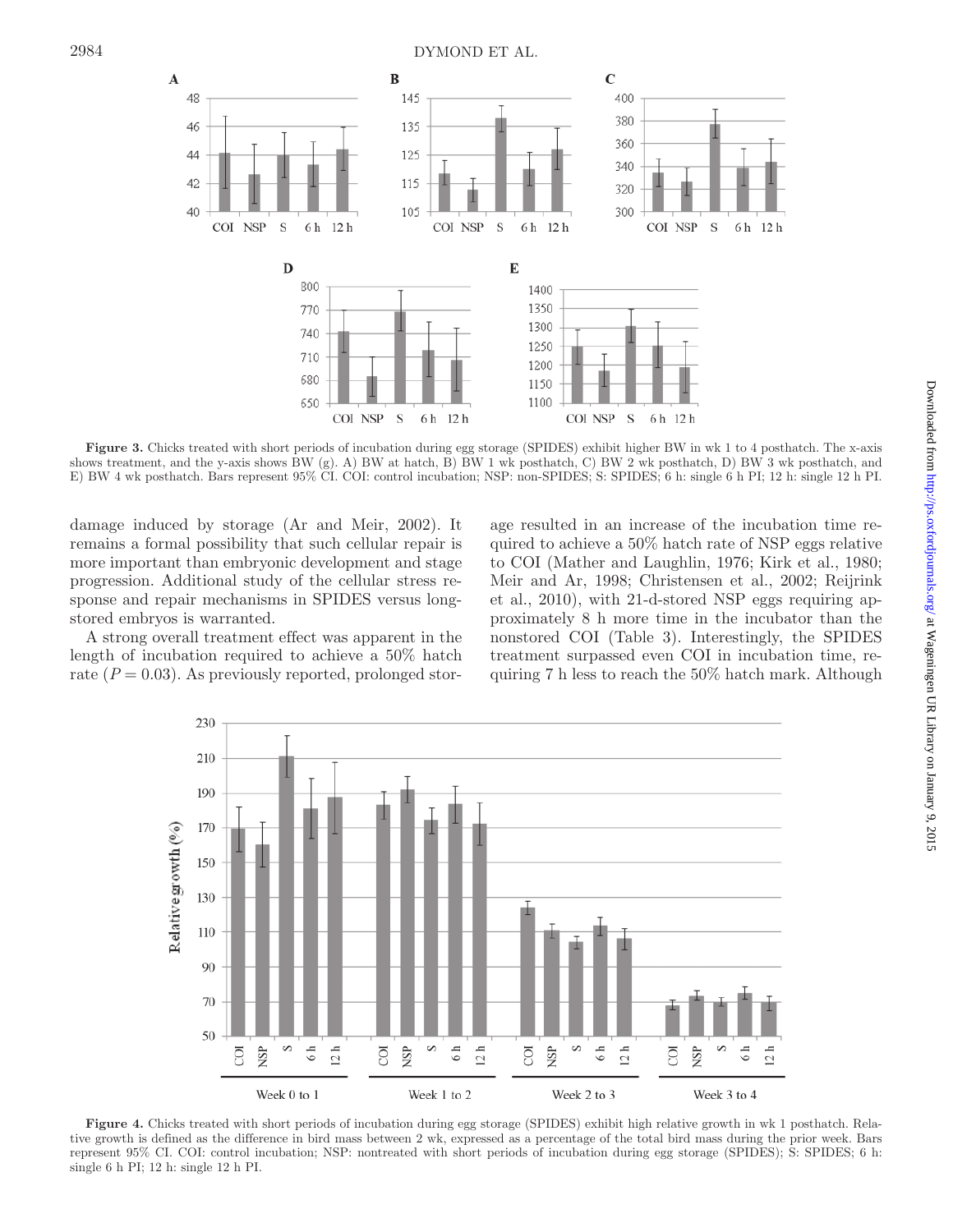**Figure 3.** Chicks treated with short periods of incubation during egg storage (SPIDES) exhibit higher BW in wk 1 to 4 posthatch. The x-axis shows treatment, and the y-axis shows BW (g). A) BW at hatch, B) BW 1 wk posthatch, C) BW 2 wk posthatch, D) BW 3 wk posthatch, and E) BW 4 wk posthatch. Bars represent 95% CI. COI: control incubation; NSP: non-SPIDES; S: SPIDES; 6 h: single 6 h PI; 12 h: single 12 h PI.

damage induced by storage (Ar and Meir, 2002). It remains a formal possibility that such cellular repair is more important than embryonic development and stage progression. Additional study of the cellular stress response and repair mechanisms in SPIDES versus long-stored embryos is warranted.

A strong overall treatment effect was apparent in the length of incubation required to achieve a 50% hatch rate ($P = 0.03$). As previously reported, prolonged storage resulted in an increase of the incubation time required to achieve a 50% hatch rate of NSP eggs relative to COI (Mather and Laughlin, 1976; Kirk et al., 1980; Meir and Ar, 1998; Christensen et al., 2002; Reijrink et al., 2010), with 21-d-stored NSP eggs requiring approximately 8 h more time in the incubator than the nonstored COI (Table 3). Interestingly, the SPIDES treatment surpassed even COI in incubation time, requiring 7 h less to reach the 50% hatch mark. Although

**Figure 4.** Chicks treated with short periods of incubation during egg storage (SPIDES) exhibit high relative growth in wk 1 posthatch. Relative growth is defined as the difference in bird mass between 2 wk, expressed as a percentage of the total bird mass during the prior week. Bars represent 95% CI. COI: control incubation; NSP: nontreated with short periods of incubation during egg storage (SPIDES); S: SPIDES; 6 h: single 6 h PI; 12 h: single 12 h PI.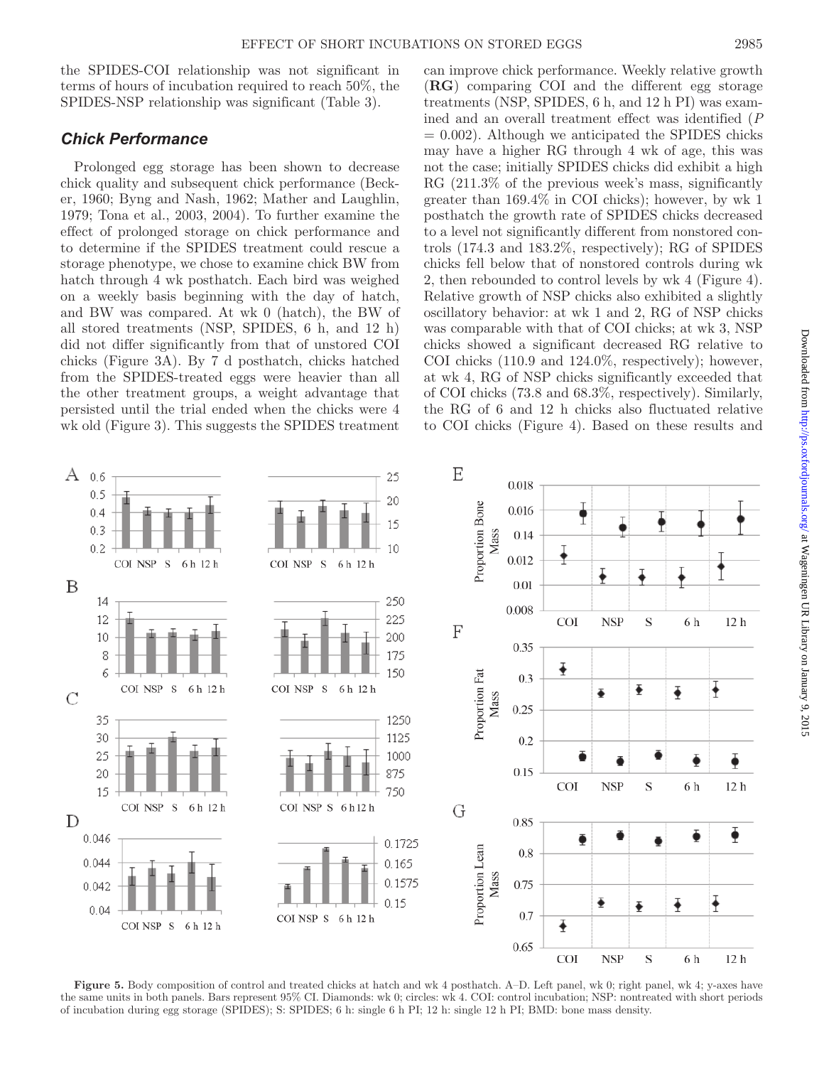the SPIDES-COI relationship was not significant in terms of hours of incubation required to reach 50%, the SPIDES-NSP relationship was significant (Table 3).

### Chick Performance

Prolonged egg storage has been shown to decrease chick quality and subsequent chick performance (Becker, 1960; Byng and Nash, 1962; Mather and Laughlin, 1979; Tona et al., 2003, 2004). To further examine the effect of prolonged storage on chick performance and to determine if the SPIDES treatment could rescue a storage phenotype, we chose to examine chick BW from hatch through 4 wk posthatch. Each bird was weighed on a weekly basis beginning with the day of hatch, and BW was compared. At wk 0 (hatch), the BW of all stored treatments (NSP, SPIDES, 6 h, and 12 h) did not differ significantly from that of unstored COI chicks (Figure 3A). By 7 d posthatch, chicks hatched from the SPIDES-treated eggs were heavier than all the other treatment groups, a weight advantage that persisted until the trial ended when the chicks were 4 wk old (Figure 3). This suggests the SPIDES treatment can improve chick performance. Weekly relative growth (**RG**) comparing COI and the different egg storage treatments (NSP, SPIDES, 6 h, and 12 h PI) was examined and an overall treatment effect was identified ($P = 0.002$). Although we anticipated the SPIDES chicks may have a higher RG through 4 wk of age, this was not the case; initially SPIDES chicks did exhibit a high RG (211.3% of the previous week's mass, significantly greater than 169.4% in COI chicks); however, by wk 1 posthatch the growth rate of SPIDES chicks decreased to a level not significantly different from nonstored controls (174.3 and 183.2%, respectively); RG of SPIDES chicks fell below that of nonstored controls during wk 2, then rebounded to control levels by wk 4 (Figure 4). Relative growth of NSP chicks also exhibited a slightly oscillatory behavior: at wk 1 and 2, RG of NSP chicks was comparable with that of COI chicks; at wk 3, NSP chicks showed a significant decreased RG relative to COI chicks (110.9 and 124.0%, respectively); however, at wk 4, RG of NSP chicks significantly exceeded that of COI chicks (73.8 and 68.3%, respectively). Similarly, the RG of 6 and 12 h chicks also fluctuated relative to COI chicks (Figure 4). Based on these results and

**Figure 5.** Body composition of control and treated chicks at hatch and wk 4 posthatch. A–D. Left panel, wk 0; right panel, wk 4; y-axes have the same units in both panels. Bars represent 95% CI. Diamonds: wk 0; circles: wk 4. COI: control incubation; NSP: nontreated with short periods of incubation during egg storage (SPIDES); S: SPIDES; 6 h: single 6 h PI; 12 h: single 12 h PI; BMD: bone mass density.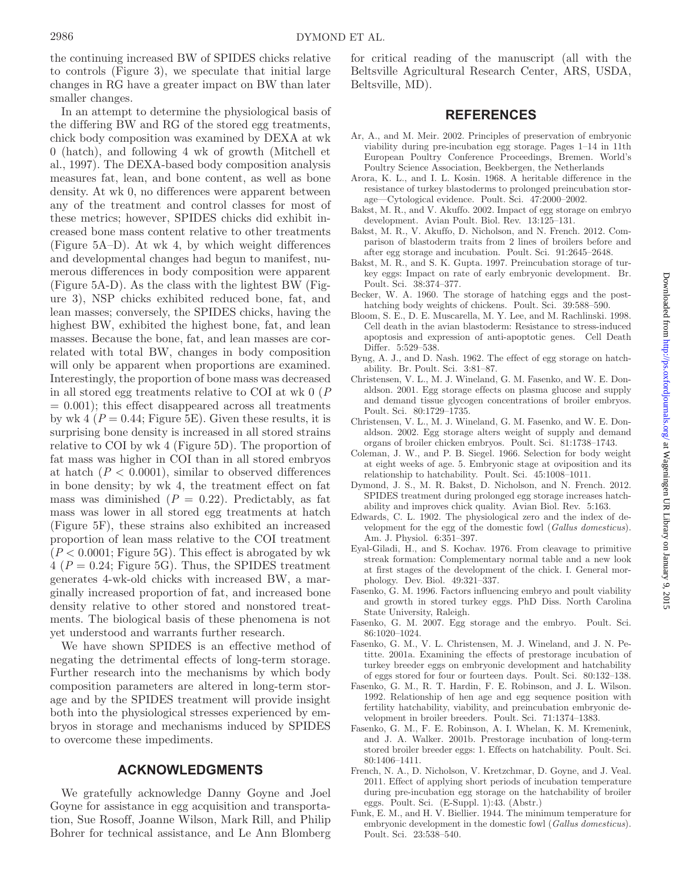the continuing increased BW of SPIDES chicks relative to controls (Figure 3), we speculate that initial large changes in RG have a greater impact on BW than later smaller changes.

In an attempt to determine the physiological basis of the differing BW and RG of the stored egg treatments, chick body composition was examined by DEXA at wk 0 (hatch), and following 4 wk of growth (Mitchell et al., 1997). The DEXA-based body composition analysis measures fat, lean, and bone content, as well as bone density. At wk 0, no differences were apparent between any of the treatment and control classes for most of these metrics; however, SPIDES chicks did exhibit increased bone mass content relative to other treatments (Figure 5A–D). At wk 4, by which weight differences and developmental changes had begun to manifest, numerous differences in body composition were apparent (Figure 5A-D). As the class with the lightest BW (Figure 3), NSP chicks exhibited reduced bone, fat, and lean masses; conversely, the SPIDES chicks, having the highest BW, exhibited the highest bone, fat, and lean masses. Because the bone, fat, and lean masses are correlated with total BW, changes in body composition will only be apparent when proportions are examined. Interestingly, the proportion of bone mass was decreased in all stored egg treatments relative to COI at wk 0 ($P = 0.001$); this effect disappeared across all treatments by wk 4 ($P = 0.44$; Figure 5E). Given these results, it is surprising bone density is increased in all stored strains relative to COI by wk 4 (Figure 5D). The proportion of fat mass was higher in COI than in all stored embryos at hatch ($P < 0.0001$), similar to observed differences in bone density; by wk 4, the treatment effect on fat mass was diminished ($P = 0.22$). Predictably, as fat mass was lower in all stored egg treatments at hatch (Figure 5F), these strains also exhibited an increased proportion of lean mass relative to the COI treatment ($P < 0.0001$; Figure 5G). This effect is abrogated by wk 4 ($P = 0.24$; Figure 5G). Thus, the SPIDES treatment generates 4-wk-old chicks with increased BW, a marginally increased proportion of fat, and increased bone density relative to other stored and nonstored treatments. The biological basis of these phenomena is not yet understood and warrants further research.

We have shown SPIDES is an effective method of negating the detrimental effects of long-term storage. Further research into the mechanisms by which body composition parameters are altered in long-term storage and by the SPIDES treatment will provide insight both into the physiological stresses experienced by embryos in storage and mechanisms induced by SPIDES to overcome these impediments.

## ACKNOWLEDGMENTS

We gratefully acknowledge Danny Goyne and Joel Goyne for assistance in egg acquisition and transportation, Sue Rosoff, Joanne Wilson, Mark Rill, and Philip Bohrer for technical assistance, and Le Ann Blomberg for critical reading of the manuscript (all with the Beltsville Agricultural Research Center, ARS, USDA, Beltsville, MD).

## REFERENCES

Ar, A., and M. Meir. 2002. Principles of preservation of embryonic viability during pre-incubation egg storage. Pages 1–14 in 11th European Poultry Conference Proceedings, Bremen. World's Poultry Science Association, Beekbergen, the Netherlands

Arora, K. L., and I. L. Kosin. 1968. A heritable difference in the resistance of turkey blastoderms to prolonged preincubation storage—Cytological evidence. Poult. Sci. 47:2000–2002.

Bakst, M. R., and V. Akuffo. 2002. Impact of egg storage on embryo development. Avian Poult. Biol. Rev. 13:125–131.

Bakst, M. R., V. Akuffo, D. Nicholson, and N. French. 2012. Comparison of blastoderm traits from 2 lines of broilers before and after egg storage and incubation. Poult. Sci. 91:2645–2648.

Bakst, M. R., and S. K. Gupta. 1997. Preincubation storage of turkey eggs: Impact on rate of early embryonic development. Br. Poult. Sci. 38:374–377.

Becker, W. A. 1960. The storage of hatching eggs and the post-hatching body weights of chickens. Poult. Sci. 39:588–590.

Bloom, S. E., D. E. Muscarella, M. Y. Lee, and M. Rachlinski. 1998. Cell death in the avian blastoderm: Resistance to stress-induced apoptosis and expression of anti-apoptotic genes. Cell Death Differ. 5:529–538.

Byng, A. J., and D. Nash. 1962. The effect of egg storage on hatchability. Br. Poult. Sci. 3:81–87.

Christensen, V. L., M. J. Wineland, G. M. Fasenko, and W. E. Donaldson. 2001. Egg storage effects on plasma glucose and supply and demand tissue glycogen concentrations of broiler embryos. Poult. Sci. 80:1729–1735.

Christensen, V. L., M. J. Wineland, G. M. Fasenko, and W. E. Donaldson. 2002. Egg storage alters weight of supply and demand organs of broiler chicken embryos. Poult. Sci. 81:1738–1743.

Coleman, J. W., and P. B. Siegel. 1966. Selection for body weight at eight weeks of age. 5. Embryonic stage at oviposition and its relationship to hatchability. Poult. Sci. 45:1008–1011.

Dymond, J. S., M. R. Bakst, D. Nicholson, and N. French. 2012. SPIDES treatment during prolonged egg storage increases hatchability and improves chick quality. Avian Biol. Rev. 5:163.

Edwards, C. L. 1902. The physiological zero and the index of development for the egg of the domestic fowl (*Gallus domesticus*). Am. J. Physiol. 6:351–397.

Eyal-Giladi, H., and S. Kochav. 1976. From cleavage to primitive streak formation: Complementary normal table and a new look at first stages of the development of the chick. I. General morphology. Dev. Biol. 49:321–337.

Fasenko, G. M. 1996. Factors influencing embryo and poult viability and growth in stored turkey eggs. PhD Diss. North Carolina State University, Raleigh.

Fasenko, G. M. 2007. Egg storage and the embryo. Poult. Sci. 86:1020–1024.

Fasenko, G. M., V. L. Christensen, M. J. Wineland, and J. N. Petitte. 2001a. Examining the effects of prestorage incubation of turkey breeder eggs on embryonic development and hatchability of eggs stored for four or fourteen days. Poult. Sci. 80:132–138.

Fasenko, G. M., R. T. Hardin, F. E. Robinson, and J. L. Wilson. 1992. Relationship of hen age and egg sequence position with fertility hatchability, viability, and preincubation embryonic development in broiler breeders. Poult. Sci. 71:1374–1383.

Fasenko, G. M., F. E. Robinson, A. I. Whelan, K. M. Kremeniuk, and J. A. Walker. 2001b. Prestorage incubation of long-term stored broiler breeder eggs: 1. Effects on hatchability. Poult. Sci. 80:1406–1411.

French, N. A., D. Nicholson, V. Kretzchmar, D. Goyne, and J. Veal. 2011. Effect of applying short periods of incubation temperature during pre-incubation egg storage on the hatchability of broiler eggs. Poult. Sci. (E-Suppl. 1):43. (Abstr.)

Funk, E. M., and H. V. Biellier. 1944. The minimum temperature for embryonic development in the domestic fowl (*Gallus domesticus*). Poult. Sci. 23:538–540.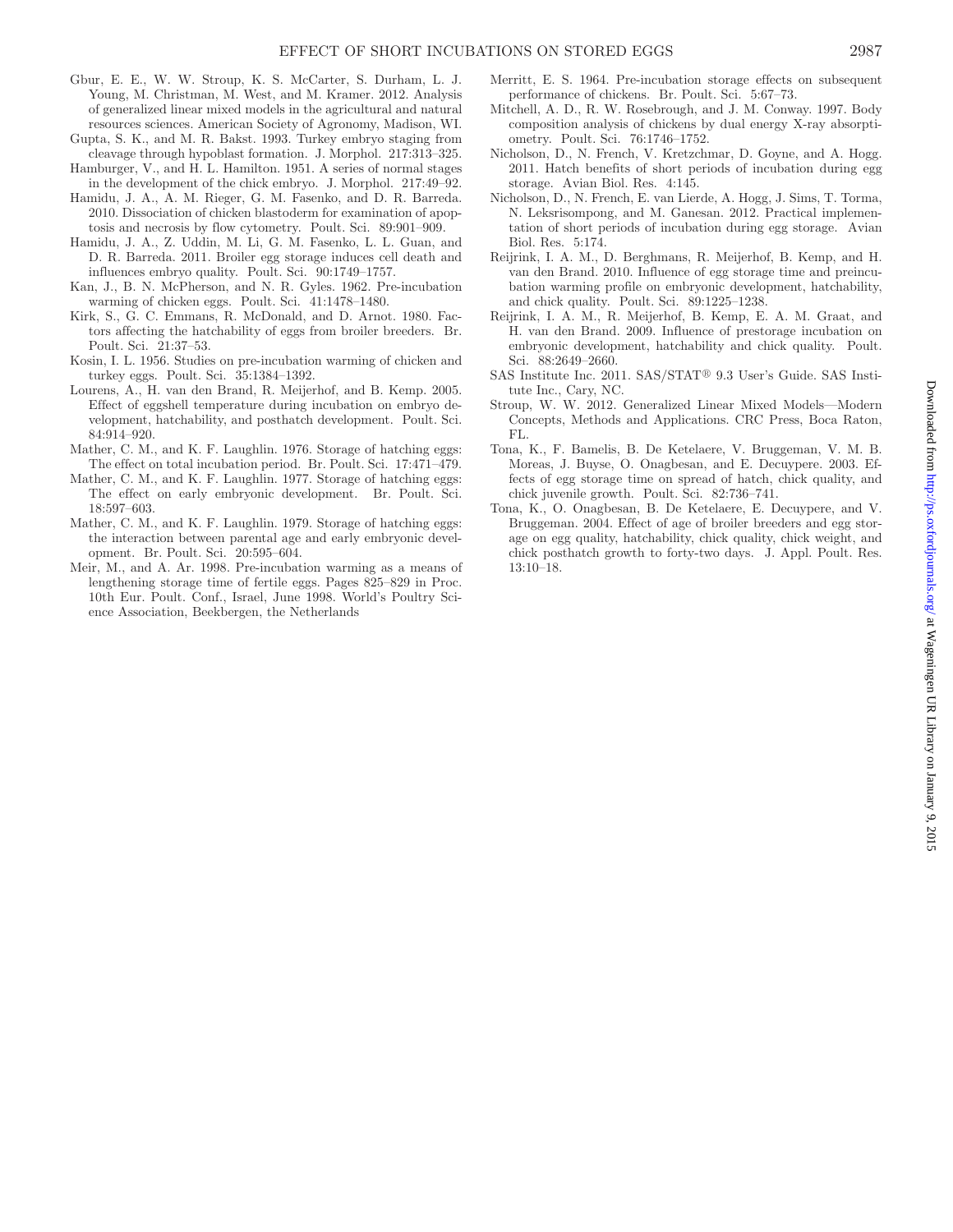Gbur, E. E., W. W. Stroup, K. S. McCarter, S. Durham, L. J. Young, M. Christman, M. West, and M. Kramer. 2012. Analysis of generalized linear mixed models in the agricultural and natural resources sciences. American Society of Agronomy, Madison, WI.

Gupta, S. K., and M. R. Bakst. 1993. Turkey embryo staging from cleavage through hypoblast formation. J. Morphol. 217:313–325.

Hamburger, V., and H. L. Hamilton. 1951. A series of normal stages in the development of the chick embryo. J. Morphol. 217:49–92.

Hamidu, J. A., A. M. Rieger, G. M. Fasenko, and D. R. Barreda. 2010. Dissociation of chicken blastoderm for examination of apoptosis and necrosis by flow cytometry. Poult. Sci. 89:901–909.

Hamidu, J. A., Z. Uddin, M. Li, G. M. Fasenko, L. L. Guan, and D. R. Barreda. 2011. Broiler egg storage induces cell death and influences embryo quality. Poult. Sci. 90:1749–1757.

Kan, J., B. N. McPherson, and N. R. Gyles. 1962. Pre-incubation warming of chicken eggs. Poult. Sci. 41:1478–1480.

Kirk, S., G. C. Emmans, R. McDonald, and D. Arnot. 1980. Factors affecting the hatchability of eggs from broiler breeders. Br. Poult. Sci. 21:37–53.

Kosin, I. L. 1956. Studies on pre-incubation warming of chicken and turkey eggs. Poult. Sci. 35:1384–1392.

Lourens, A., H. van den Brand, R. Meijerhof, and B. Kemp. 2005. Effect of eggshell temperature during incubation on embryo development, hatchability, and posthatch development. Poult. Sci. 84:914–920.

Mather, C. M., and K. F. Laughlin. 1976. Storage of hatching eggs: The effect on total incubation period. Br. Poult. Sci. 17:471–479.

Mather, C. M., and K. F. Laughlin. 1977. Storage of hatching eggs: The effect on early embryonic development. Br. Poult. Sci. 18:597–603.

Mather, C. M., and K. F. Laughlin. 1979. Storage of hatching eggs: the interaction between parental age and early embryonic development. Br. Poult. Sci. 20:595–604.

Meir, M., and A. Ar. 1998. Pre-incubation warming as a means of lengthening storage time of fertile eggs. Pages 825–829 in Proc. 10th Eur. Poult. Conf., Israel, June 1998. World's Poultry Science Association, Beekbergen, the Netherlands

Merritt, E. S. 1964. Pre-incubation storage effects on subsequent performance of chickens. Br. Poult. Sci. 5:67–73.

Mitchell, A. D., R. W. Rosebrough, and J. M. Conway. 1997. Body composition analysis of chickens by dual energy X-ray absorptiometry. Poult. Sci. 76:1746–1752.

Nicholson, D., N. French, V. Kretzchmar, D. Goyne, and A. Hogg. 2011. Hatch benefits of short periods of incubation during egg storage. Avian Biol. Res. 4:145.

Nicholson, D., N. French, E. van Lierde, A. Hogg, J. Sims, T. Torma, N. Leksrisompong, and M. Ganesan. 2012. Practical implementation of short periods of incubation during egg storage. Avian Biol. Res. 5:174.

Reijrink, I. A. M., D. Berghmans, R. Meijerhof, B. Kemp, and H. van den Brand. 2010. Influence of egg storage time and preincubation warming profile on embryonic development, hatchability, and chick quality. Poult. Sci. 89:1225–1238.

Reijrink, I. A. M., R. Meijerhof, B. Kemp, E. A. M. Graat, and H. van den Brand. 2009. Influence of prestorage incubation on embryonic development, hatchability and chick quality. Poult. Sci. 88:2649–2660.

SAS Institute Inc. 2011. SAS/STAT® 9.3 User's Guide. SAS Institute Inc., Cary, NC.

Stroup, W. W. 2012. Generalized Linear Mixed Models—Modern Concepts, Methods and Applications. CRC Press, Boca Raton, FL.

Tona, K., F. Bamelis, B. De Ketelaere, V. Bruggeman, V. M. B. Moreas, J. Buyse, O. Onagbesan, and E. Decuypere. 2003. Effects of egg storage time on spread of hatch, chick quality, and chick juvenile growth. Poult. Sci. 82:736–741.

Tona, K., O. Onagbesan, B. De Ketelaere, E. Decuypere, and V. Bruggeman. 2004. Effect of age of broiler breeders and egg storage on egg quality, hatchability, chick quality, chick weight, and chick posthatch growth to forty-two days. J. Appl. Poult. Res. 13:10–18.